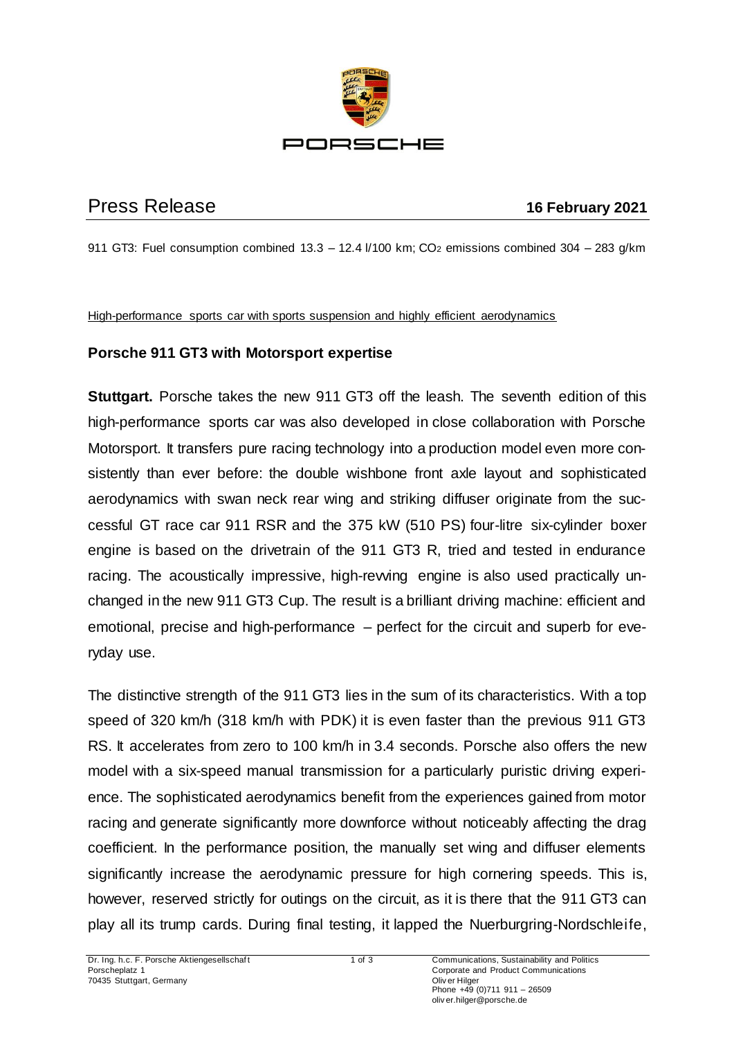# Press Release

**16 February 2021**

911 GT3: Fuel consumption combined 13.3 – 12.4 l/100 km; $CO_2$ emissions combined 304 – 283 g/km

High-performance sports car with sports suspension and highly efficient aerodynamics

## Porsche 911 GT3 with Motorsport expertise

**Stuttgart.** Porsche takes the new 911 GT3 off the leash. The seventh edition of this high-performance sports car was also developed in close collaboration with Porsche Motorsport. It transfers pure racing technology into a production model even more consistently than ever before: the double wishbone front axle layout and sophisticated aerodynamics with swan neck rear wing and striking diffuser originate from the successful GT race car 911 RSR and the 375 kW (510 PS) four-litre six-cylinder boxer engine is based on the drivetrain of the 911 GT3 R, tried and tested in endurance racing. The acoustically impressive, high-revving engine is also used practically unchanged in the new 911 GT3 Cup. The result is a brilliant driving machine: efficient and emotional, precise and high-performance – perfect for the circuit and superb for everyday use.

The distinctive strength of the 911 GT3 lies in the sum of its characteristics. With a top speed of 320 km/h (318 km/h with PDK) it is even faster than the previous 911 GT3 RS. It accelerates from zero to 100 km/h in 3.4 seconds. Porsche also offers the new model with a six-speed manual transmission for a particularly puristic driving experience. The sophisticated aerodynamics benefit from the experiences gained from motor racing and generate significantly more downforce without noticeably affecting the drag coefficient. In the performance position, the manually set wing and diffuser elements significantly increase the aerodynamic pressure for high cornering speeds. This is, however, reserved strictly for outings on the circuit, as it is there that the 911 GT3 can play all its trump cards. During final testing, it lapped the Nuerburgring-Nordschleife,

Dr. Ing. h.c. F. Porsche Aktiengesellschaft
Porscheplatz 1
70435 Stuttgart, Germany

Communications, Sustainability and Politics
Corporate and Product Communications
Oliver Hilger
Phone +49 (0)711 911 – 26509
oliver.hilger@porsche.de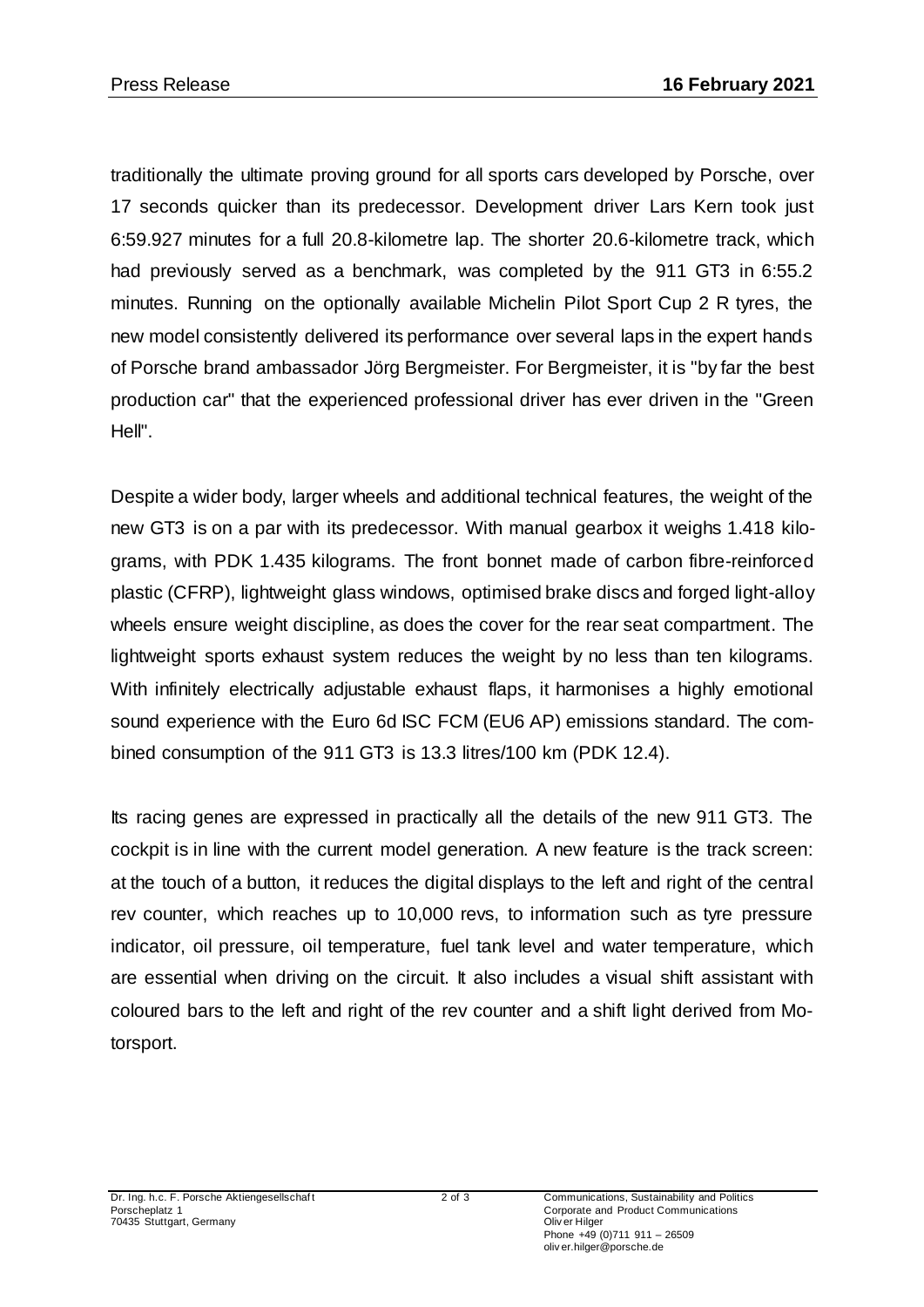traditionally the ultimate proving ground for all sports cars developed by Porsche, over 17 seconds quicker than its predecessor. Development driver Lars Kern took just 6:59.927 minutes for a full 20.8-kilometre lap. The shorter 20.6-kilometre track, which had previously served as a benchmark, was completed by the 911 GT3 in 6:55.2 minutes. Running on the optionally available Michelin Pilot Sport Cup 2 R tyres, the new model consistently delivered its performance over several laps in the expert hands of Porsche brand ambassador Jörg Bergmeister. For Bergmeister, it is "by far the best production car" that the experienced professional driver has ever driven in the "Green Hell".

Despite a wider body, larger wheels and additional technical features, the weight of the new GT3 is on a par with its predecessor. With manual gearbox it weighs 1.418 kilograms, with PDK 1.435 kilograms. The front bonnet made of carbon fibre-reinforced plastic (CFRP), lightweight glass windows, optimised brake discs and forged light-alloy wheels ensure weight discipline, as does the cover for the rear seat compartment. The lightweight sports exhaust system reduces the weight by no less than ten kilograms. With infinitely electrically adjustable exhaust flaps, it harmonises a highly emotional sound experience with the Euro 6d ISC FCM (EU6 AP) emissions standard. The combined consumption of the 911 GT3 is 13.3 litres/100 km (PDK 12.4).

Its racing genes are expressed in practically all the details of the new 911 GT3. The cockpit is in line with the current model generation. A new feature is the track screen: at the touch of a button, it reduces the digital displays to the left and right of the central rev counter, which reaches up to 10,000 revs, to information such as tyre pressure indicator, oil pressure, oil temperature, fuel tank level and water temperature, which are essential when driving on the circuit. It also includes a visual shift assistant with coloured bars to the left and right of the rev counter and a shift light derived from Motorsport.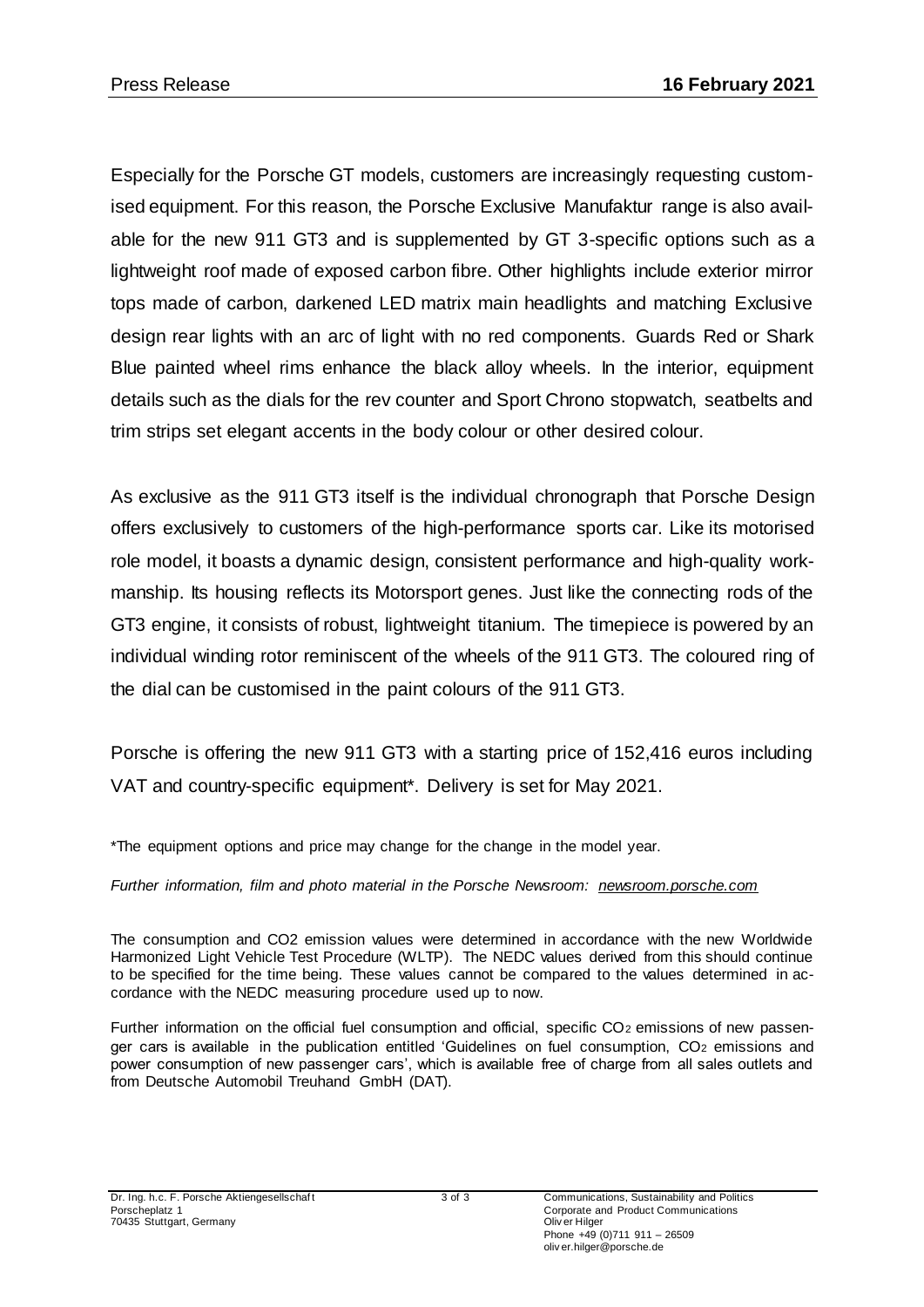Especially for the Porsche GT models, customers are increasingly requesting customised equipment. For this reason, the Porsche Exclusive Manufaktur range is also available for the new 911 GT3 and is supplemented by GT 3-specific options such as a lightweight roof made of exposed carbon fibre. Other highlights include exterior mirror tops made of carbon, darkened LED matrix main headlights and matching Exclusive design rear lights with an arc of light with no red components. Guards Red or Shark Blue painted wheel rims enhance the black alloy wheels. In the interior, equipment details such as the dials for the rev counter and Sport Chrono stopwatch, seatbelts and trim strips set elegant accents in the body colour or other desired colour.

As exclusive as the 911 GT3 itself is the individual chronograph that Porsche Design offers exclusively to customers of the high-performance sports car. Like its motorised role model, it boasts a dynamic design, consistent performance and high-quality workmanship. Its housing reflects its Motorsport genes. Just like the connecting rods of the GT3 engine, it consists of robust, lightweight titanium. The timepiece is powered by an individual winding rotor reminiscent of the wheels of the 911 GT3. The coloured ring of the dial can be customised in the paint colours of the 911 GT3.

Porsche is offering the new 911 GT3 with a starting price of 152,416 euros including VAT and country-specific equipment*. Delivery is set for May 2021.

*The equipment options and price may change for the change in the model year.

*Further information, film and photo material in the Porsche Newsroom: newsroom.porsche.com*

The consumption and CO2 emission values were determined in accordance with the new Worldwide Harmonized Light Vehicle Test Procedure (WLTP). The NEDC values derived from this should continue to be specified for the time being. These values cannot be compared to the values determined in accordance with the NEDC measuring procedure used up to now.

Further information on the official fuel consumption and official, specific $CO_2$ emissions of new passenger cars is available in the publication entitled 'Guidelines on fuel consumption, $CO_2$ emissions and power consumption of new passenger cars', which is available free of charge from all sales outlets and from Deutsche Automobil Treuhand GmbH (DAT).

Dr. Ing. h.c. F. Porsche Aktiengesellschaft
Porscheplatz 1
70435 Stuttgart, Germany

Communications, Sustainability and Politics
Corporate and Product Communications
Oliver Hilger
Phone +49 (0)711 911 – 26509
oliver.hilger@porsche.de